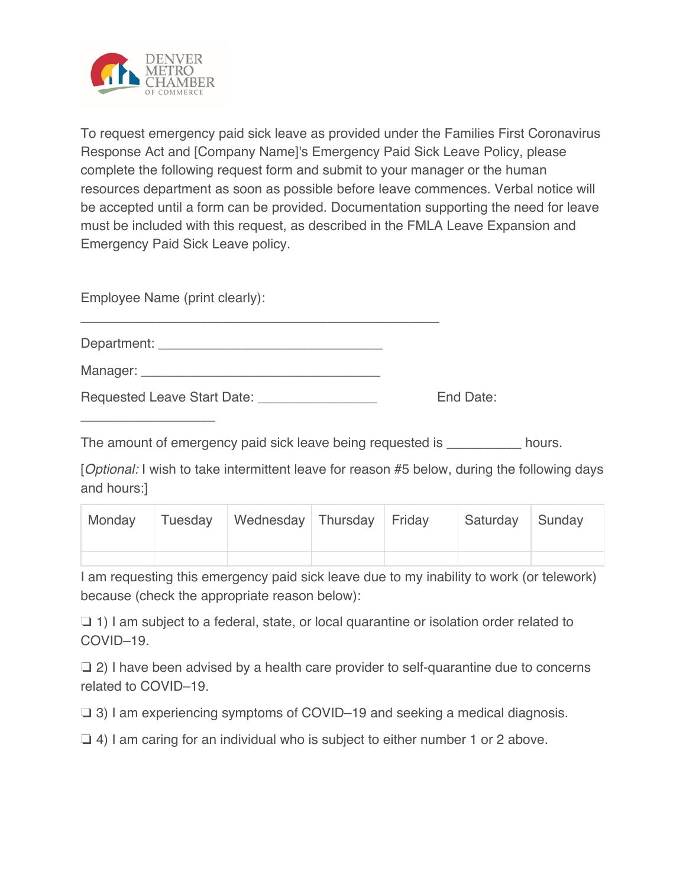DENVER METRO CHAMBER OF COMMERCE

To request emergency paid sick leave as provided under the Families First Coronavirus Response Act and [Company Name]'s Emergency Paid Sick Leave Policy, please complete the following request form and submit to your manager or the human resources department as soon as possible before leave commences. Verbal notice will be accepted until a form can be provided. Documentation supporting the need for leave must be included with this request, as described in the FMLA Leave Expansion and Emergency Paid Sick Leave policy.

Employee Name (print clearly): ________________________________________________

Department: ______________________________

Manager: ________________________________

Requested Leave Start Date: ________________ End Date: __________________

The amount of emergency paid sick leave being requested is __________ hours.

[*Optional:* I wish to take intermittent leave for reason #5 below, during the following days and hours:]

| Monday | Tuesday | Wednesday | Thursday | Friday | Saturday | Sunday |
|---|---|---|---|---|---|---|
| | | | | | | |

I am requesting this emergency paid sick leave due to my inability to work (or telework) because (check the appropriate reason below):

❏ 1) I am subject to a federal, state, or local quarantine or isolation order related to COVID–19.

❏ 2) I have been advised by a health care provider to self-quarantine due to concerns related to COVID–19.

❏ 3) I am experiencing symptoms of COVID–19 and seeking a medical diagnosis.

❏ 4) I am caring for an individual who is subject to either number 1 or 2 above.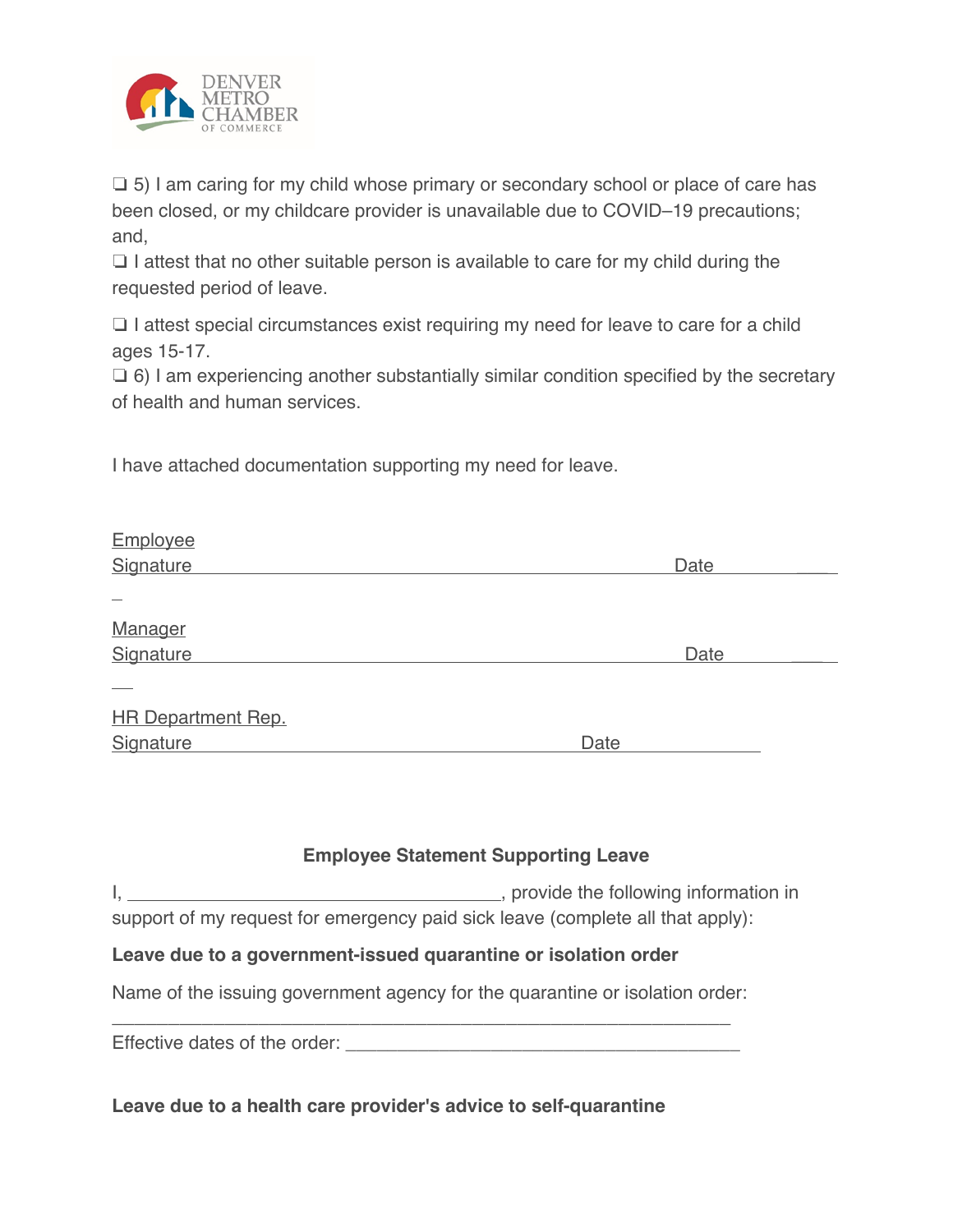❑ 5) I am caring for my child whose primary or secondary school or place of care has been closed, or my childcare provider is unavailable due to COVID–19 precautions; and,

❑ I attest that no other suitable person is available to care for my child during the requested period of leave.

❑ I attest special circumstances exist requiring my need for leave to care for a child ages 15-17.

❑ 6) I am experiencing another substantially similar condition specified by the secretary of health and human services.

I have attached documentation supporting my need for leave.

Employee Signature ______________________________________________ Date ____________

Manager Signature ______________________________________________ Date ____________

HR Department Rep. Signature ________________________________________ Date ____________

**Employee Statement Supporting Leave**

I, ____________________________________, provide the following information in support of my request for emergency paid sick leave (complete all that apply):

**Leave due to a government-issued quarantine or isolation order**

Name of the issuing government agency for the quarantine or isolation order:

_____________________________________________________________

Effective dates of the order: _______________________________________

**Leave due to a health care provider's advice to self-quarantine**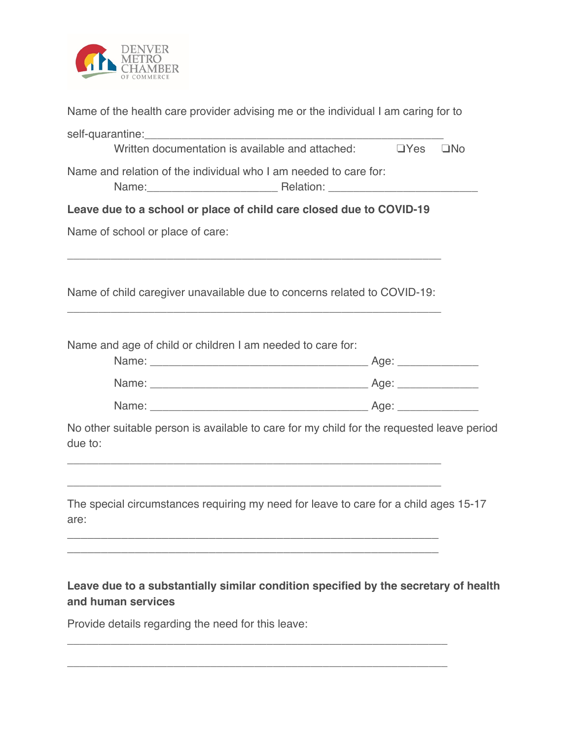Name of the health care provider advising me or the individual I am caring for to self-quarantine:_______________________________________________

Written documentation is available and attached: ❑Yes ❑No

Name and relation of the individual who I am needed to care for:

Name:____________________ Relation: _______________________

**Leave due to a school or place of child care closed due to COVID-19**

Name of school or place of care:

_________________________________________________________

Name of child caregiver unavailable due to concerns related to COVID-19:

_________________________________________________________

Name and age of child or children I am needed to care for:

Name: _________________________________ Age: ____________

Name: _________________________________ Age: ____________

Name: _________________________________ Age: ____________

No other suitable person is available to care for my child for the requested leave period due to:

_________________________________________________________

_________________________________________________________

The special circumstances requiring my need for leave to care for a child ages 15-17 are:

_________________________________________________________

_________________________________________________________

**Leave due to a substantially similar condition specified by the secretary of health and human services**

Provide details regarding the need for this leave:

_________________________________________________________

_________________________________________________________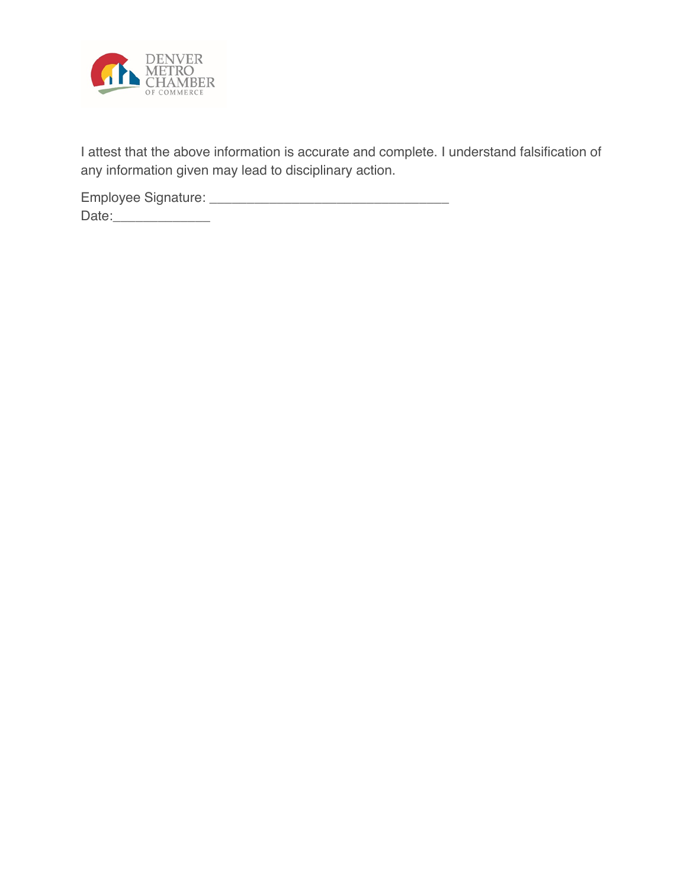I attest that the above information is accurate and complete. I understand falsification of any information given may lead to disciplinary action.

Employee Signature: _______________________________
Date:_____________